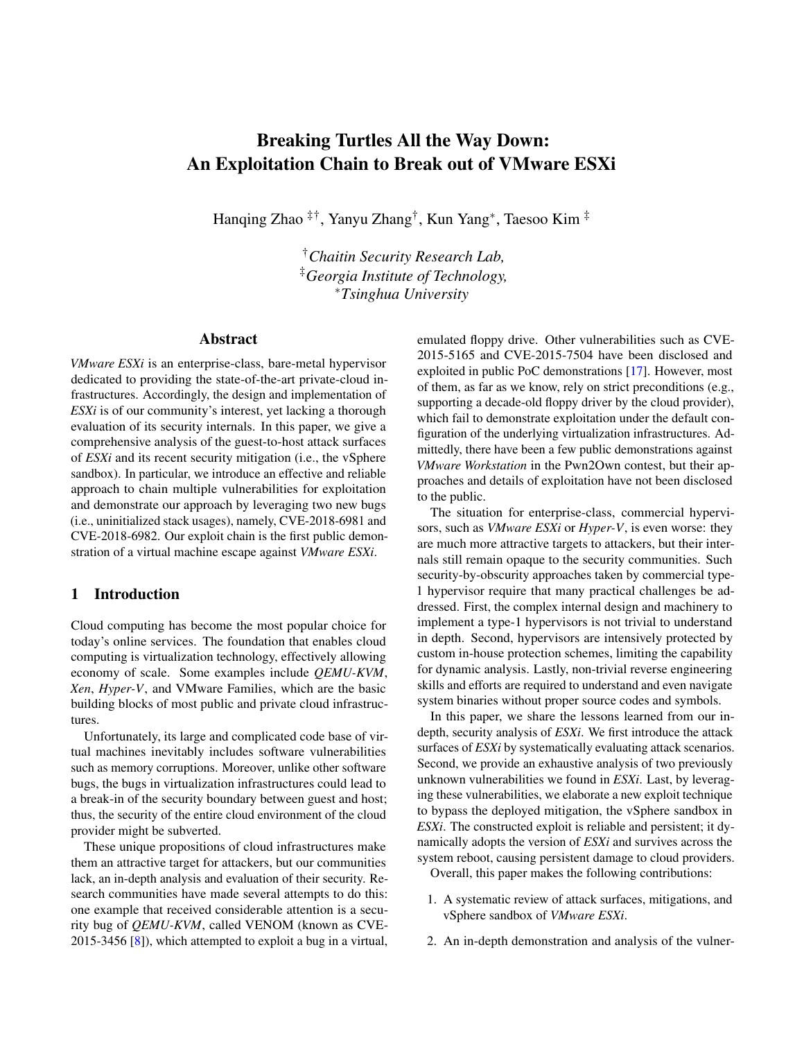# Breaking Turtles All the Way Down: An Exploitation Chain to Break out of VMware ESXi

Hanqing Zhao [‡†], Yanyu Zhang[†], Kun Yang[*], Taesoo Kim [‡]

[†]*Chaitin Security Research Lab,*
[‡]*Georgia Institute of Technology,*
[*]*Tsinghua University*

## Abstract

*VMware ESXi* is an enterprise-class, bare-metal hypervisor dedicated to providing the state-of-the-art private-cloud infrastructures. Accordingly, the design and implementation of *ESXi* is of our community's interest, yet lacking a thorough evaluation of its security internals. In this paper, we give a comprehensive analysis of the guest-to-host attack surfaces of *ESXi* and its recent security mitigation (i.e., the vSphere sandbox). In particular, we introduce an effective and reliable approach to chain multiple vulnerabilities for exploitation and demonstrate our approach by leveraging two new bugs (i.e., uninitialized stack usages), namely, CVE-2018-6981 and CVE-2018-6982. Our exploit chain is the first public demonstration of a virtual machine escape against *VMware ESXi*.

## 1 Introduction

Cloud computing has become the most popular choice for today's online services. The foundation that enables cloud computing is virtualization technology, effectively allowing economy of scale. Some examples include *QEMU-KVM*, *Xen*, *Hyper-V*, and VMware Families, which are the basic building blocks of most public and private cloud infrastructures.

Unfortunately, its large and complicated code base of virtual machines inevitably includes software vulnerabilities such as memory corruptions. Moreover, unlike other software bugs, the bugs in virtualization infrastructures could lead to a break-in of the security boundary between guest and host; thus, the security of the entire cloud environment of the cloud provider might be subverted.

These unique propositions of cloud infrastructures make them an attractive target for attackers, but our communities lack, an in-depth analysis and evaluation of their security. Research communities have made several attempts to do this: one example that received considerable attention is a security bug of *QEMU-KVM*, called VENOM (known as CVE-2015-3456 [8]), which attempted to exploit a bug in a virtual, emulated floppy drive. Other vulnerabilities such as CVE-2015-5165 and CVE-2015-7504 have been disclosed and exploited in public PoC demonstrations [17]. However, most of them, as far as we know, rely on strict preconditions (e.g., supporting a decade-old floppy driver by the cloud provider), which fail to demonstrate exploitation under the default configuration of the underlying virtualization infrastructures. Admittedly, there have been a few public demonstrations against *VMware Workstation* in the Pwn2Own contest, but their approaches and details of exploitation have not been disclosed to the public.

The situation for enterprise-class, commercial hypervisors, such as *VMware ESXi* or *Hyper-V*, is even worse: they are much more attractive targets to attackers, but their internals still remain opaque to the security communities. Such security-by-obscurity approaches taken by commercial type-1 hypervisor require that many practical challenges be addressed. First, the complex internal design and machinery to implement a type-1 hypervisors is not trivial to understand in depth. Second, hypervisors are intensively protected by custom in-house protection schemes, limiting the capability for dynamic analysis. Lastly, non-trivial reverse engineering skills and efforts are required to understand and even navigate system binaries without proper source codes and symbols.

In this paper, we share the lessons learned from our in-depth, security analysis of *ESXi*. We first introduce the attack surfaces of *ESXi* by systematically evaluating attack scenarios. Second, we provide an exhaustive analysis of two previously unknown vulnerabilities we found in *ESXi*. Last, by leveraging these vulnerabilities, we elaborate a new exploit technique to bypass the deployed mitigation, the vSphere sandbox in *ESXi*. The constructed exploit is reliable and persistent; it dynamically adopts the version of *ESXi* and survives across the system reboot, causing persistent damage to cloud providers.

Overall, this paper makes the following contributions:

1. A systematic review of attack surfaces, mitigations, and vSphere sandbox of *VMware ESXi*.
2. An in-depth demonstration and analysis of the vulner-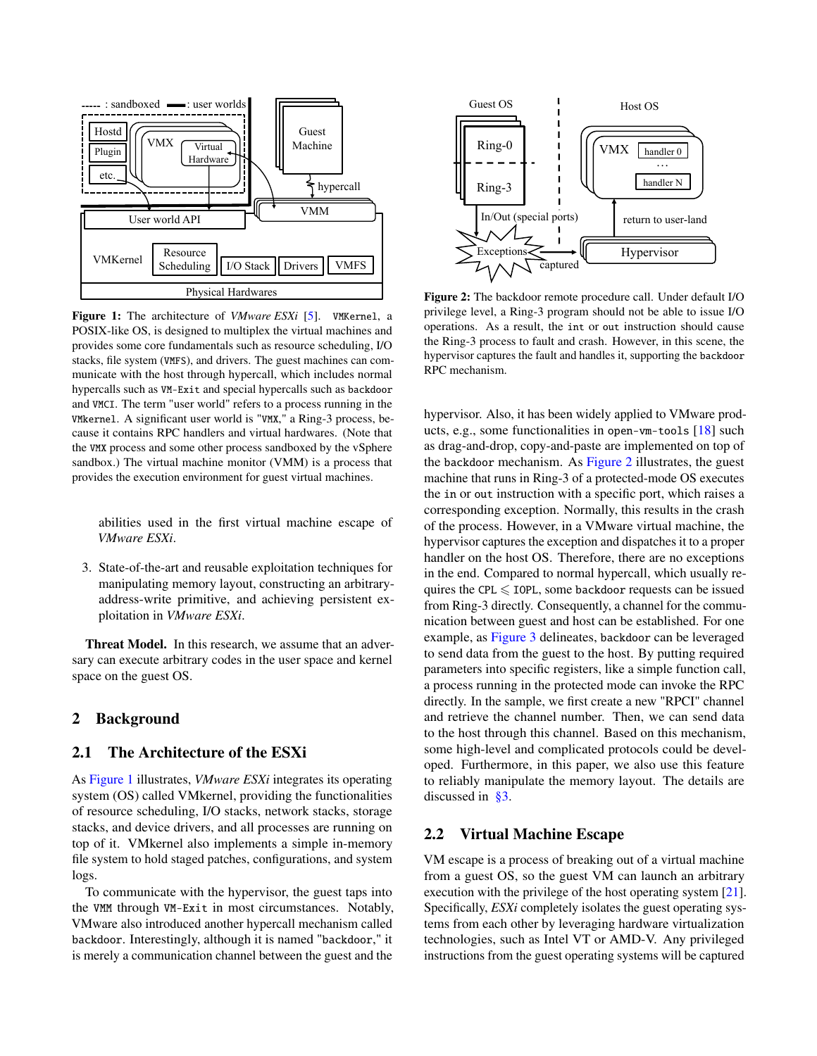**Figure 1:** The architecture of *VMware ESXi* [5]. `VMKernel`, a POSIX-like OS, is designed to multiplex the virtual machines and provides some core fundamentals such as resource scheduling, I/O stacks, file system (`VMFS`), and drivers. The guest machines can communicate with the host through hypercall, which includes normal hypercalls such as `VM-Exit` and special hypercalls such as `backdoor` and `VMCI`. The term "user world" refers to a process running in the `VMkernel`. A significant user world is "`VMX`," a Ring-3 process, because it contains RPC handlers and virtual hardwares. (Note that the `VMX` process and some other process sandboxed by the vSphere sandbox.) The virtual machine monitor (VMM) is a process that provides the execution environment for guest virtual machines.

abilities used in the first virtual machine escape of *VMware ESXi*.

3. State-of-the-art and reusable exploitation techniques for manipulating memory layout, constructing an arbitrary-address-write primitive, and achieving persistent exploitation in *VMware ESXi*.

**Threat Model.** In this research, we assume that an adversary can execute arbitrary codes in the user space and kernel space on the guest OS.

## 2 Background

### 2.1 The Architecture of the ESXi

As Figure 1 illustrates, *VMware ESXi* integrates its operating system (OS) called VMkernel, providing the functionalities of resource scheduling, I/O stacks, network stacks, storage stacks, and device drivers, and all processes are running on top of it. VMkernel also implements a simple in-memory file system to hold staged patches, configurations, and system logs.

To communicate with the hypervisor, the guest taps into the `VMM` through `VM-Exit` in most circumstances. Notably, VMware also introduced another hypercall mechanism called `backdoor`. Interestingly, although it is named "`backdoor`," it is merely a communication channel between the guest and the hypervisor. Also, it has been widely applied to VMware products, e.g., some functionalities in `open-vm-tools` [18] such as drag-and-drop, copy-and-paste are implemented on top of the `backdoor` mechanism. As Figure 2 illustrates, the guest machine that runs in Ring-3 of a protected-mode OS executes the `in` or `out` instruction with a specific port, which raises a corresponding exception. Normally, this results in the crash of the process. However, in a VMware virtual machine, the hypervisor captures the exception and dispatches it to a proper handler on the host OS. Therefore, there are no exceptions in the end. Compared to normal hypercall, which usually requires the $\texttt{CPL} \leqslant \texttt{IOPL}$, some `backdoor` requests can be issued from Ring-3 directly. Consequently, a channel for the communication between guest and host can be established. For one example, as Figure 3 delineates, `backdoor` can be leveraged to send data from the guest to the host. By putting required parameters into specific registers, like a simple function call, a process running in the protected mode can invoke the RPC directly. In the sample, we first create a new "RPCI" channel and retrieve the channel number. Then, we can send data to the host through this channel. Based on this mechanism, some high-level and complicated protocols could be developed. Furthermore, in this paper, we also use this feature to reliably manipulate the memory layout. The details are discussed in §3.

**Figure 2:** The backdoor remote procedure call. Under default I/O privilege level, a Ring-3 program should not be able to issue I/O operations. As a result, the `int` or `out` instruction should cause the Ring-3 process to fault and crash. However, in this scene, the hypervisor captures the fault and handles it, supporting the `backdoor` RPC mechanism.

### 2.2 Virtual Machine Escape

VM escape is a process of breaking out of a virtual machine from a guest OS, so the guest VM can launch an arbitrary execution with the privilege of the host operating system [21]. Specifically, *ESXi* completely isolates the guest operating systems from each other by leveraging hardware virtualization technologies, such as Intel VT or AMD-V. Any privileged instructions from the guest operating systems will be captured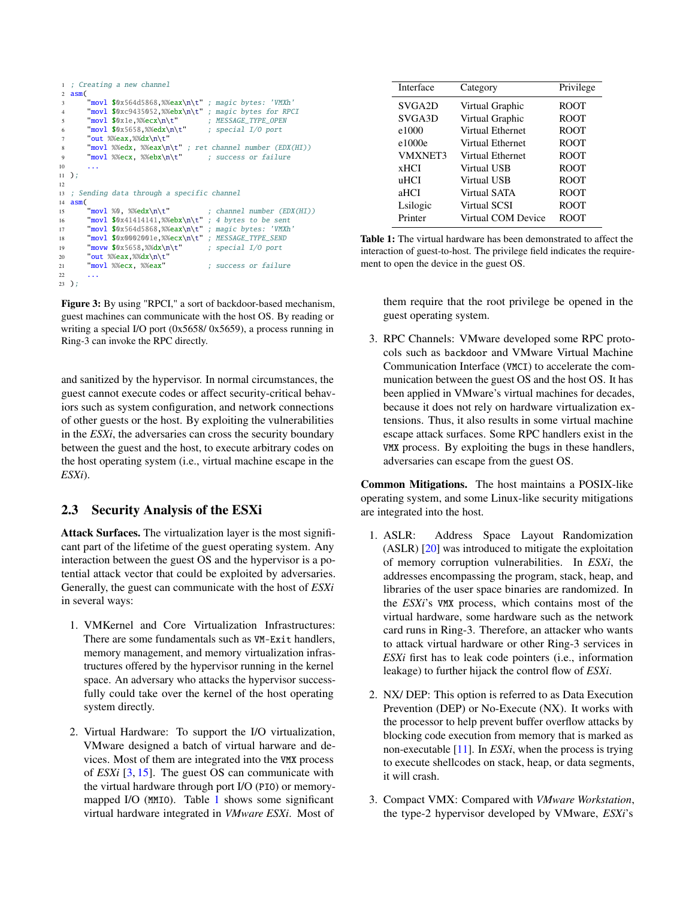```
; Creating a new channel
asm(
    "movl $0x564d5868,%%eax\n\t" ; magic bytes: 'VMXh'
    "movl $0xc9435052,%%ebx\n\t" ; magic bytes for RPCI
    "movl $0x1e,%%ecx\n\t"       ; MESSAGE_TYPE_OPEN
    "movl $0x5658,%%edx\n\t"     ; special I/O port
    "out %%eax,%%dx\n\t"
    "movl %%edx, %%eax\n\t" ; ret channel number (EDX(HI))
    "movl %%ecx, %%ebx\n\t"      ; success or failure
    ...
);

; Sending data through a specific channel
asm(
    "movl %0, %%edx\n\t"         ; channel number (EDX(HI))
    "movl $0x41414141,%%ebx\n\t" ; 4 bytes to be sent
    "movl $0x564d5868,%%eax\n\t" ; magic bytes: 'VMXh'
    "movl $0x0002001e,%%ecx\n\t" ; MESSAGE_TYPE_SEND
    "movw $0x5658,%%dx\n\t"      ; special I/O port
    "out %%eax,%%dx\n\t"
    "movl %%ecx, %%eax"          ; success or failure
    ...
);
```

**Figure 3:** By using "RPCI," a sort of backdoor-based mechanism, guest machines can communicate with the host OS. By reading or writing a special I/O port (0x5658/ 0x5659), a process running in Ring-3 can invoke the RPC directly.

and sanitized by the hypervisor. In normal circumstances, the guest cannot execute codes or affect security-critical behaviors such as system configuration, and network connections of other guests or the host. By exploiting the vulnerabilities in the *ESXi*, the adversaries can cross the security boundary between the guest and the host, to execute arbitrary codes on the host operating system (i.e., virtual machine escape in the *ESXi*).

## 2.3 Security Analysis of the ESXi

**Attack Surfaces.** The virtualization layer is the most significant part of the lifetime of the guest operating system. Any interaction between the guest OS and the hypervisor is a potential attack vector that could be exploited by adversaries. Generally, the guest can communicate with the host of *ESXi* in several ways:

1. VMKernel and Core Virtualization Infrastructures: There are some fundamentals such as `VM-Exit` handlers, memory management, and memory virtualization infrastructures offered by the hypervisor running in the kernel space. An adversary who attacks the hypervisor successfully could take over the kernel of the host operating system directly.

2. Virtual Hardware: To support the I/O virtualization, VMware designed a batch of virtual harware and devices. Most of them are integrated into the `VMX` process of *ESXi* [3, 15]. The guest OS can communicate with the virtual hardware through port I/O (`PIO`) or memory-mapped I/O (`MMIO`). Table 1 shows some significant virtual hardware integrated in *VMware ESXi*. Most of them require that the root privilege be opened in the guest operating system.

3. RPC Channels: VMware developed some RPC protocols such as `backdoor` and VMware Virtual Machine Communication Interface (`VMCI`) to accelerate the communication between the guest OS and the host OS. It has been applied in VMware's virtual machines for decades, because it does not rely on hardware virtualization extensions. Thus, it also results in some virtual machine escape attack surfaces. Some RPC handlers exist in the `VMX` process. By exploiting the bugs in these handlers, adversaries can escape from the guest OS.

| Interface | Category | Privilege |
|---|---|---|
| SVGA2D | Virtual Graphic | ROOT |
| SVGA3D | Virtual Graphic | ROOT |
| e1000 | Virtual Ethernet | ROOT |
| e1000e | Virtual Ethernet | ROOT |
| VMXNET3 | Virtual Ethernet | ROOT |
| xHCI | Virtual USB | ROOT |
| uHCI | Virtual USB | ROOT |
| aHCI | Virtual SATA | ROOT |
| Lsilogic | Virtual SCSI | ROOT |
| Printer | Virtual COM Device | ROOT |

**Table 1:** The virtual hardware has been demonstrated to affect the interaction of guest-to-host. The privilege field indicates the requirement to open the device in the guest OS.

**Common Mitigations.** The host maintains a POSIX-like operating system, and some Linux-like security mitigations are integrated into the host.

1. ASLR: Address Space Layout Randomization (ASLR) [20] was introduced to mitigate the exploitation of memory corruption vulnerabilities. In *ESXi*, the addresses encompassing the program, stack, heap, and libraries of the user space binaries are randomized. In the *ESXi*'s `VMX` process, which contains most of the virtual hardware, some hardware such as the network card runs in Ring-3. Therefore, an attacker who wants to attack virtual hardware or other Ring-3 services in *ESXi* first has to leak code pointers (i.e., information leakage) to further hijack the control flow of *ESXi*.

2. NX/ DEP: This option is referred to as Data Execution Prevention (DEP) or No-Execute (NX). It works with the processor to help prevent buffer overflow attacks by blocking code execution from memory that is marked as non-executable [11]. In *ESXi*, when the process is trying to execute shellcodes on stack, heap, or data segments, it will crash.

3. Compact VMX: Compared with *VMware Workstation*, the type-2 hypervisor developed by VMware, *ESXi*'s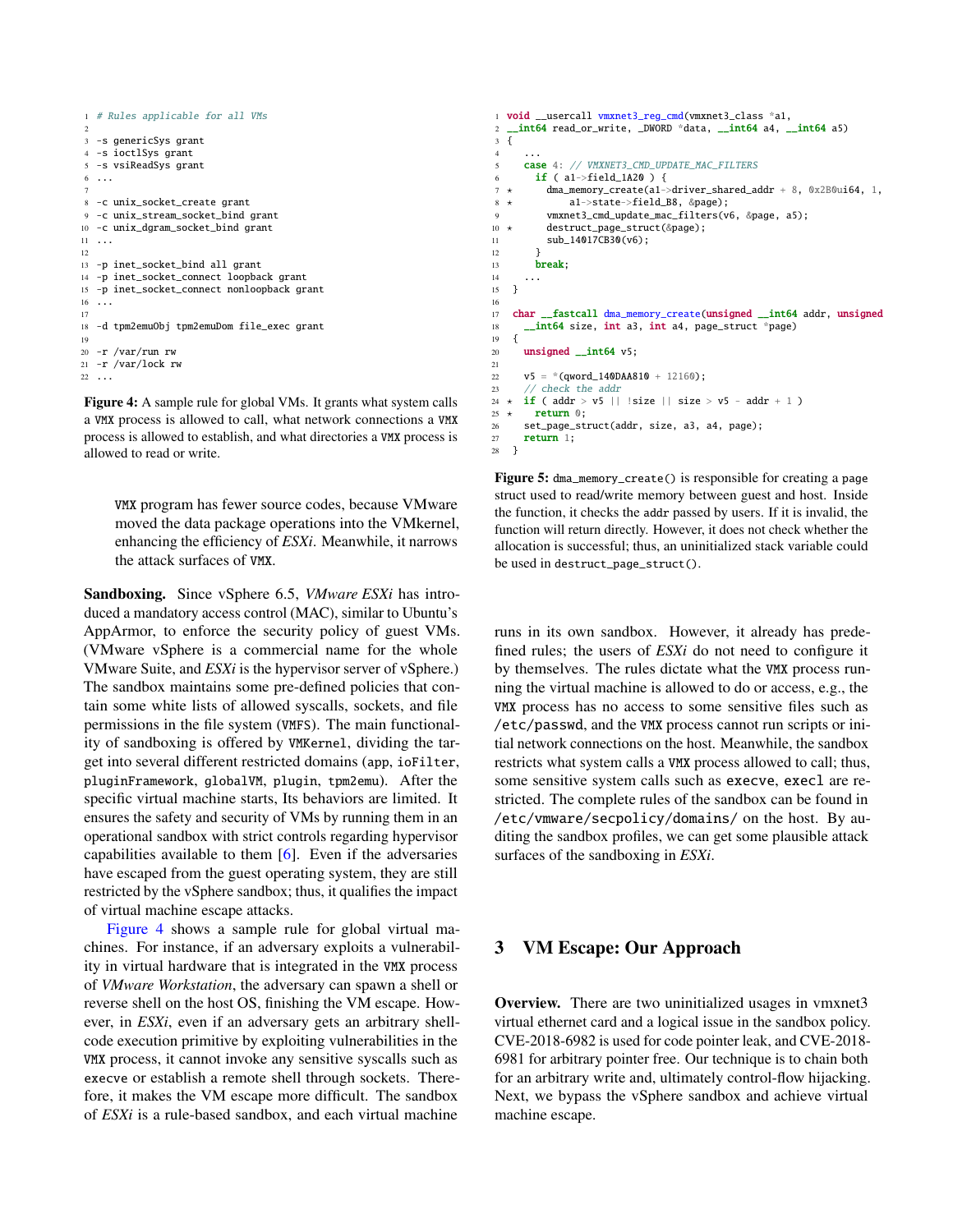```
# Rules applicable for all VMs

-s genericSys grant
-s ioctlSys grant
-s vsiReadSys grant
...

-c unix_socket_create grant
-c unix_stream_socket_bind grant
-c unix_dgram_socket_bind grant
...

-p inet_socket_bind all grant
-p inet_socket_connect loopback grant
-p inet_socket_connect nonloopback grant
...

-d tpm2emuObj tpm2emuDom file_exec grant

-r /var/run rw
-r /var/lock rw
...
```

**Figure 4:** A sample rule for global VMs. It grants what system calls a VMX process is allowed to call, what network connections a VMX process is allowed to establish, and what directories a VMX process is allowed to read or write.

> VMX program has fewer source codes, because VMware moved the data package operations into the VMkernel, enhancing the efficiency of *ESXi*. Meanwhile, it narrows the attack surfaces of VMX.

**Sandboxing.** Since vSphere 6.5, *VMware ESXi* has introduced a mandatory access control (MAC), similar to Ubuntu's AppArmor, to enforce the security policy of guest VMs. (VMware vSphere is a commercial name for the whole VMware Suite, and *ESXi* is the hypervisor server of vSphere.) The sandbox maintains some pre-defined policies that contain some white lists of allowed syscalls, sockets, and file permissions in the file system (VMFS). The main functionality of sandboxing is offered by VMKernel, dividing the target into several different restricted domains (app, ioFilter, pluginFramework, globalVM, plugin, tpm2emu). After the specific virtual machine starts, Its behaviors are limited. It ensures the safety and security of VMs by running them in an operational sandbox with strict controls regarding hypervisor capabilities available to them [6]. Even if the adversaries have escaped from the guest operating system, they are still restricted by the vSphere sandbox; thus, it qualifies the impact of virtual machine escape attacks.

Figure 4 shows a sample rule for global virtual machines. For instance, if an adversary exploits a vulnerability in virtual hardware that is integrated in the VMX process of *VMware Workstation*, the adversary can spawn a shell or reverse shell on the host OS, finishing the VM escape. However, in *ESXi*, even if an adversary gets an arbitrary shellcode execution primitive by exploiting vulnerabilities in the VMX process, it cannot invoke any sensitive syscalls such as execve or establish a remote shell through sockets. Therefore, it makes the VM escape more difficult. The sandbox of *ESXi* is a rule-based sandbox, and each virtual machine runs in its own sandbox. However, it already has predefined rules; the users of *ESXi* do not need to configure it by themselves. The rules dictate what the VMX process running the virtual machine is allowed to do or access, e.g., the VMX process has no access to some sensitive files such as /etc/passwd, and the VMX process cannot run scripts or initial network connections on the host. Meanwhile, the sandbox restricts what system calls a VMX process allowed to call; thus, some sensitive system calls such as execve, execl are restricted. The complete rules of the sandbox can be found in /etc/vmware/secpolicy/domains/ on the host. By auditing the sandbox profiles, we can get some plausible attack surfaces of the sandboxing in *ESXi*.

```
void __usercall vmxnet3_reg_cmd(vmxnet3_class *a1,
__int64 read_or_write, _DWORD *data, __int64 a4, __int64 a5)
{
  ...
  case 4: // VMXNET3_CMD_UPDATE_MAC_FILTERS
    if ( a1->field_1A20 ) {
*     dma_memory_create(a1->driver_shared_addr + 8, 0x2B0ui64, 1,
*         a1->state->field_B8, &page);
      vmxnet3_cmd_update_mac_filters(v6, &page, a5);
*     destruct_page_struct(&page);
      sub_14017CB30(v6);
    }
    break;
  ...
}

char __fastcall dma_memory_create(unsigned __int64 addr, unsigned
  __int64 size, int a3, int a4, page_struct *page)
{
  unsigned __int64 v5;

  v5 = *(qword_140DAA810 + 12160);
  // check the addr
* if ( addr > v5 || !size || size > v5 - addr + 1 )
*   return 0;
  set_page_struct(addr, size, a3, a4, page);
  return 1;
}
```

**Figure 5:** dma_memory_create() is responsible for creating a page struct used to read/write memory between guest and host. Inside the function, it checks the addr passed by users. If it is invalid, the function will return directly. However, it does not check whether the allocation is successful; thus, an uninitialized stack variable could be used in destruct_page_struct().

## 3 VM Escape: Our Approach

**Overview.** There are two uninitialized usages in vmxnet3 virtual ethernet card and a logical issue in the sandbox policy. CVE-2018-6982 is used for code pointer leak, and CVE-2018-6981 for arbitrary pointer free. Our technique is to chain both for an arbitrary write and, ultimately control-flow hijacking. Next, we bypass the vSphere sandbox and achieve virtual machine escape.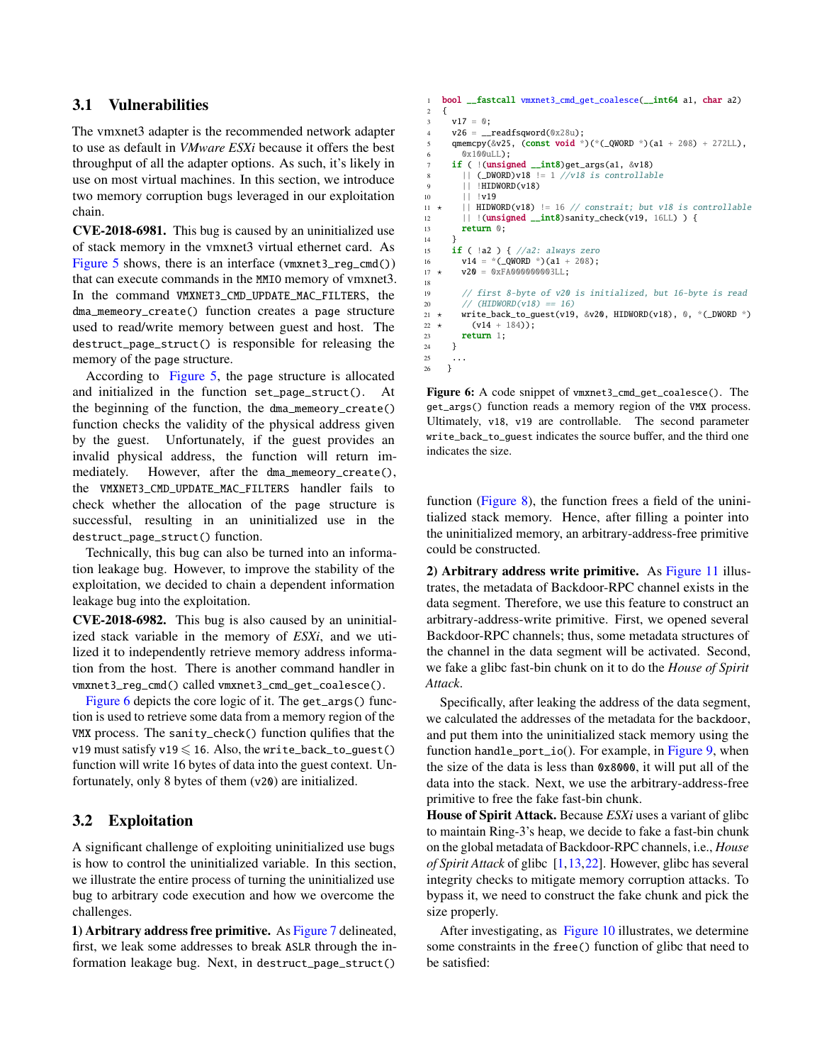## 3.1 Vulnerabilities

The vmxnet3 adapter is the recommended network adapter to use as default in *VMware ESXi* because it offers the best throughput of all the adapter options. As such, it's likely in use on most virtual machines. In this section, we introduce two memory corruption bugs leveraged in our exploitation chain.

**CVE-2018-6981.** This bug is caused by an uninitialized use of stack memory in the vmxnet3 virtual ethernet card. As Figure 5 shows, there is an interface (`vmxnet3_reg_cmd()`) that can execute commands in the `MMIO` memory of vmxnet3. In the command `VMXNET3_CMD_UPDATE_MAC_FILTERS`, the `dma_memeory_create()` function creates a `page` structure used to read/write memory between guest and host. The `destruct_page_struct()` is responsible for releasing the memory of the `page` structure.

According to Figure 5, the `page` structure is allocated and initialized in the function `set_page_struct()`. At the beginning of the function, the `dma_memeory_create()` function checks the validity of the physical address given by the guest. Unfortunately, if the guest provides an invalid physical address, the function will return immediately. However, after the `dma_memeory_create()`, the `VMXNET3_CMD_UPDATE_MAC_FILTERS` handler fails to check whether the allocation of the `page` structure is successful, resulting in an uninitialized use in the `destruct_page_struct()` function.

Technically, this bug can also be turned into an information leakage bug. However, to improve the stability of the exploitation, we decided to chain a dependent information leakage bug into the exploitation.

**CVE-2018-6982.** This bug is also caused by an uninitialized stack variable in the memory of *ESXi*, and we utilized it to independently retrieve memory address information from the host. There is another command handler in `vmxnet3_reg_cmd()` called `vmxnet3_cmd_get_coalesce()`.

Figure 6 depicts the core logic of it. The `get_args()` function is used to retrieve some data from a memory region of the `VMX` process. The `sanity_check()` function qulifies that the `v19` must satisfy `v19` $\leqslant$ `16`. Also, the `write_back_to_guest()` function will write 16 bytes of data into the guest context. Unfortunately, only 8 bytes of them (`v20`) are initialized.

```
1    bool __fastcall vmxnet3_cmd_get_coalesce(__int64 a1, char a2)
2    {
3      v17 = 0;
4      v26 = __readfsqword(0x28u);
5      qmemcpy(&v25, (const void *)(*(_QWORD *)(a1 + 208) + 272LL),
6        0x100uLL);
7      if ( !(unsigned __int8)get_args(a1, &v18)
8        || (_DWORD)v18 != 1 //v18 is controllable
9        || !HIDWORD(v18)
10       || !v19
11 *     || HIDWORD(v18) != 16 // constraint; but v18 is controllable
12       || !(unsigned __int8)sanity_check(v19, 16LL) ) {
13       return 0;
14     }
15     if ( !a2 ) { //a2: always zero
16       v14 = *(_QWORD *)(a1 + 208);
17 *     v20 = 0xFA000000003LL;
18
19       // first 8-byte of v20 is initialized, but 16-byte is read
20       // (HIDWORD(v18) == 16)
21 *     write_back_to_guest(v19, &v20, HIDWORD(v18), 0, *(_DWORD *)
22 *       (v14 + 184));
23       return 1;
24     }
25     ...
26   }
```

**Figure 6:** A code snippet of `vmxnet3_cmd_get_coalesce()`. The `get_args()` function reads a memory region of the `VMX` process. Ultimately, `v18`, `v19` are controllable. The second parameter `write_back_to_guest` indicates the source buffer, and the third one indicates the size.

## 3.2 Exploitation

A significant challenge of exploiting uninitialized use bugs is how to control the uninitialized variable. In this section, we illustrate the entire process of turning the uninitialized use bug to arbitrary code execution and how we overcome the challenges.

**1) Arbitrary address free primitive.** As Figure 7 delineated, first, we leak some addresses to break `ASLR` through the information leakage bug. Next, in `destruct_page_struct()` function (Figure 8), the function frees a field of the uninitialized stack memory. Hence, after filling a pointer into the uninitialized memory, an arbitrary-address-free primitive could be constructed.

**2) Arbitrary address write primitive.** As Figure 11 illustrates, the metadata of Backdoor-RPC channel exists in the data segment. Therefore, we use this feature to construct an arbitrary-address-write primitive. First, we opened several Backdoor-RPC channels; thus, some metadata structures of the channel in the data segment will be activated. Second, we fake a glibc fast-bin chunk on it to do the *House of Spirit Attack*.

Specifically, after leaking the address of the data segment, we calculated the addresses of the metadata for the `backdoor`, and put them into the uninitialized stack memory using the function `handle_port_io()`. For example, in Figure 9, when the size of the data is less than `0x8000`, it will put all of the data into the stack. Next, we use the arbitrary-address-free primitive to free the fake fast-bin chunk.

**House of Spirit Attack.** Because *ESXi* uses a variant of glibc to maintain Ring-3's heap, we decide to fake a fast-bin chunk on the global metadata of Backdoor-RPC channels, i.e., *House of Spirit Attack* of glibc [1,13,22]. However, glibc has several integrity checks to mitigate memory corruption attacks. To bypass it, we need to construct the fake chunk and pick the size properly.

After investigating, as Figure 10 illustrates, we determine some constraints in the `free()` function of glibc that need to be satisfied: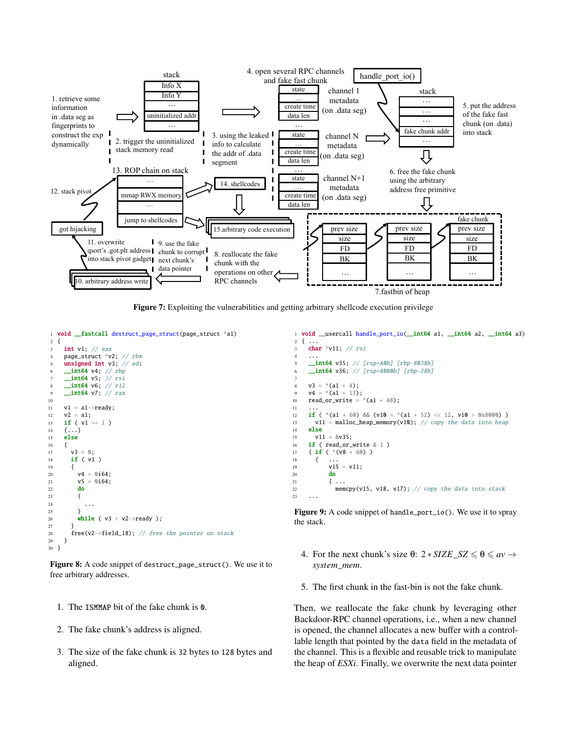**Figure 7:** Exploiting the vulnerabilities and getting arbitrary shellcode execution privilege

```
void __fastcall destruct_page_struct(page_struct *a1)
{
  int v1; // eax
  page_struct *v2; // rbx
  unsigned int v3; // edi
  __int64 v4; // rbp
  __int64 v5; // rsi
  __int64 v6; // r12
  __int64 v7; // rax

  v1 = a1->ready;
  v2 = a1;
  if ( v1 == 1 )
  {...}
  else
  {
    v3 = 0;
    if ( v1 )
    {
      v4 = 0i64;
      v5 = 0i64;
      do
      {
        ...
      }
      while ( v3 < v2->ready );
    }
    free(v2->field_18); // free the pointer on stack
  }
}
```

**Figure 8:** A code snippet of `destruct_page_struct()`. We use it to free arbitrary addresses.

1. The `ISMMAP` bit of the fake chunk is `0`.
2. The fake chunk's address is aligned.
3. The size of the fake chunk is 32 bytes to 128 bytes and aligned.

```
void __usercall handle_port_io(__int64 a1, __int64 a2, __int64 a3)
{ ...
  char *v11; // rsi
  ...
  __int64 v35; // [rsp+A0h] [rbp-8038h]
  __int64 v36; // [rsp+80B0h] [rbp-28h]

  v3 = *(a1 + 4);
  v4 = *(a1 + 13);
  read_or_write = *(a1 + 48);
  ...
  if ( *(a1 + 60) && (v10 = *(a1 + 52) << 12, v10 > 0x8000) )
    v11 = malloc_heap_memory(v10); // copy the data into heap
  else
    v11 = &v35;
  if ( read_or_write & 1 )
  { if ( *(v8 + 60) )
    {  ...
       v15 = v11;
       do
       { ...
         memcpy(v15, v18, v17); // copy the data into stack
  ...
```

**Figure 9:** A code snippet of `handle_port_io()`. We use it to spray the stack.

4. For the next chunk's size $\theta$: $2 * SIZE\_SZ \leqslant \theta \leqslant av \rightarrow system\_mem$.
5. The first chunk in the fast-bin is not the fake chunk.

Then, we reallocate the fake chunk by leveraging other Backdoor-RPC channel operations, i.e., when a new channel is opened, the channel allocates a new buffer with a controllable length that pointed by the `data` field in the metadata of the channel. This is a flexible and reusable trick to manipulate the heap of *ESXi*. Finally, we overwrite the next data pointer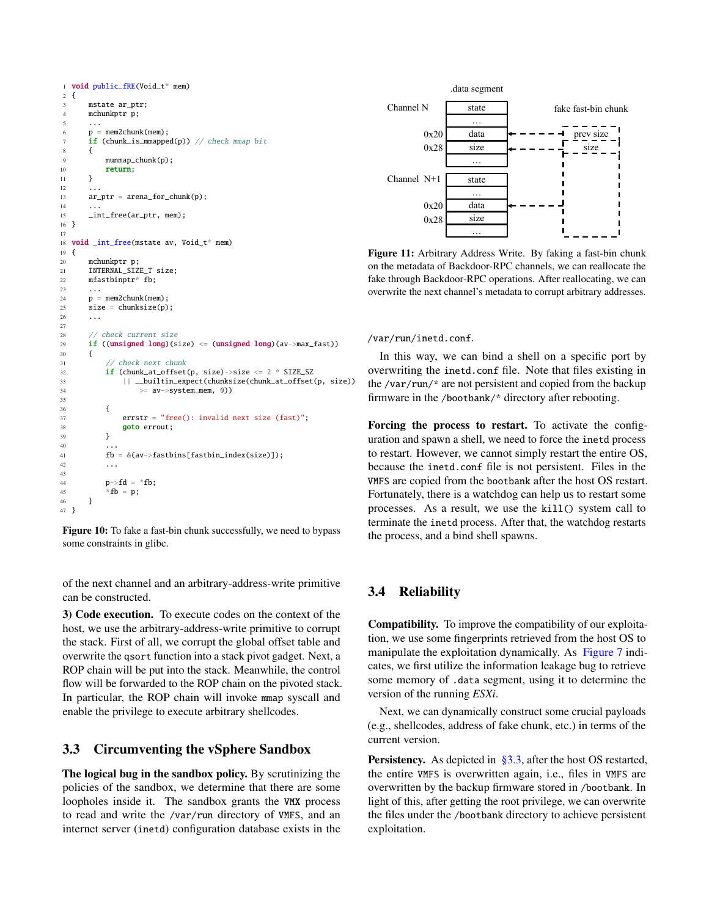```c
void public_fRE(Void_t* mem)
{
    mstate ar_ptr;
    mchunkptr p;
    ...
    p = mem2chunk(mem);
    if (chunk_is_mmapped(p)) // check mmap bit
    {
        munmap_chunk(p);
        return;
    }
    ...
    ar_ptr = arena_for_chunk(p);
    ...
    _int_free(ar_ptr, mem);
}

void _int_free(mstate av, Void_t* mem)
{
    mchunkptr p;
    INTERNAL_SIZE_T size;
    mfastbinptr* fb;
    ...
    p = mem2chunk(mem);
    size = chunksize(p);
    ...

    // check current size
    if ((unsigned long)(size) <= (unsigned long)(av->max_fast))
    {
        // check next chunk
        if (chunk_at_offset(p, size)->size <= 2 * SIZE_SZ
            || __builtin_expect(chunksize(chunk_at_offset(p, size))
                >= av->system_mem, 0))

        {
            errstr = "free(): invalid next size (fast)";
            goto errout;
        }
        ...
        fb = &(av->fastbins[fastbin_index(size)]);
        ...

        p->fd = *fb;
        *fb = p;
    }
}
```

**Figure 10:** To fake a fast-bin chunk successfully, we need to bypass some constraints in glibc.

of the next channel and an arbitrary-address-write primitive can be constructed.

**3) Code execution.** To execute codes on the context of the host, we use the arbitrary-address-write primitive to corrupt the stack. First of all, we corrupt the global offset table and overwrite the `qsort` function into a stack pivot gadget. Next, a ROP chain will be put into the stack. Meanwhile, the control flow will be forwarded to the ROP chain on the pivoted stack. In particular, the ROP chain will invoke `mmap` syscall and enable the privilege to execute arbitrary shellcodes.

## 3.3 Circumventing the vSphere Sandbox

**The logical bug in the sandbox policy.** By scrutinizing the policies of the sandbox, we determine that there are some loopholes inside it. The sandbox grants the `VMX` process to read and write the `/var/run` directory of `VMFS`, and an internet server (`inetd`) configuration database exists in the

| .data segment | | |
|---|---|---|
| Channel N | state | fake fast-bin chunk |
| | … | |
| 0x20 | data | ← prev size |
| 0x28 | size | ← size |
| | … | |
| Channel N+1 | state | |
| | … | |
| 0x20 | data | ← |
| 0x28 | size | |
| | … | |

**Figure 11:** Arbitrary Address Write. By faking a fast-bin chunk on the metadata of Backdoor-RPC channels, we can reallocate the fake through Backdoor-RPC operations. After reallocating, we can overwrite the next channel's metadata to corrupt arbitrary addresses.

`/var/run/inetd.conf`.

In this way, we can bind a shell on a specific port by overwriting the `inetd.conf` file. Note that files existing in the `/var/run/*` are not persistent and copied from the backup firmware in the `/bootbank/*` directory after rebooting.

**Forcing the process to restart.** To activate the configuration and spawn a shell, we need to force the `inetd` process to restart. However, we cannot simply restart the entire OS, because the `inetd.conf` file is not persistent. Files in the `VMFS` are copied from the `bootbank` after the host OS restart. Fortunately, there is a watchdog can help us to restart some processes. As a result, we use the `kill()` system call to terminate the `inetd` process. After that, the watchdog restarts the process, and a bind shell spawns.

## 3.4 Reliability

**Compatibility.** To improve the compatibility of our exploitation, we use some fingerprints retrieved from the host OS to manipulate the exploitation dynamically. As Figure 7 indicates, we first utilize the information leakage bug to retrieve some memory of `.data` segment, using it to determine the version of the running *ESXi*.

Next, we can dynamically construct some crucial payloads (e.g., shellcodes, address of fake chunk, etc.) in terms of the current version.

**Persistency.** As depicted in §3.3, after the host OS restarted, the entire `VMFS` is overwritten again, i.e., files in `VMFS` are overwritten by the backup firmware stored in `/bootbank`. In light of this, after getting the root privilege, we can overwrite the files under the `/bootbank` directory to achieve persistent exploitation.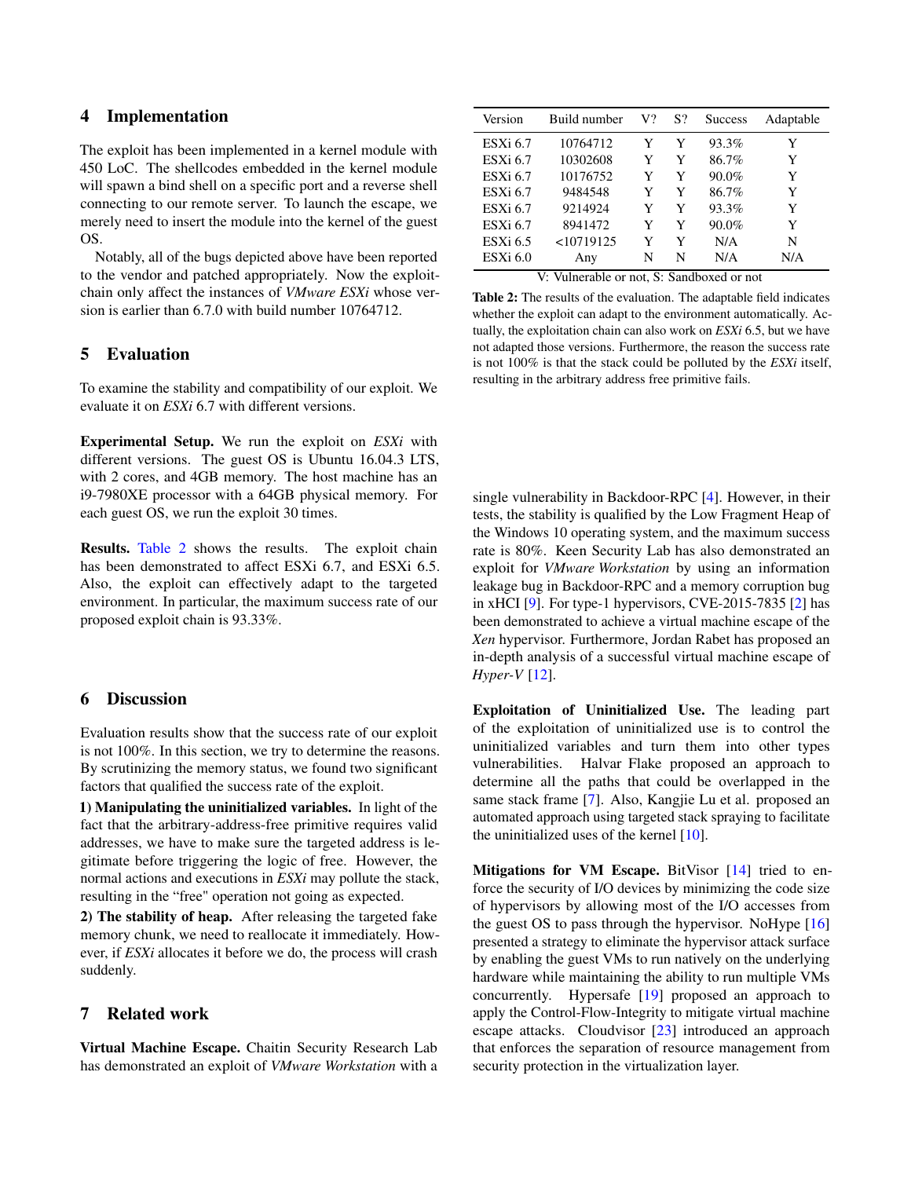## 4 Implementation

The exploit has been implemented in a kernel module with 450 LoC. The shellcodes embedded in the kernel module will spawn a bind shell on a specific port and a reverse shell connecting to our remote server. To launch the escape, we merely need to insert the module into the kernel of the guest OS.

Notably, all of the bugs depicted above have been reported to the vendor and patched appropriately. Now the exploit-chain only affect the instances of *VMware ESXi* whose version is earlier than 6.7.0 with build number 10764712.

## 5 Evaluation

To examine the stability and compatibility of our exploit. We evaluate it on *ESXi* 6.7 with different versions.

**Experimental Setup.** We run the exploit on *ESXi* with different versions. The guest OS is Ubuntu 16.04.3 LTS, with 2 cores, and 4GB memory. The host machine has an i9-7980XE processor with a 64GB physical memory. For each guest OS, we run the exploit 30 times.

**Results.** Table 2 shows the results. The exploit chain has been demonstrated to affect ESXi 6.7, and ESXi 6.5. Also, the exploit can effectively adapt to the targeted environment. In particular, the maximum success rate of our proposed exploit chain is 93.33%.

| Version | Build number | V? | S? | Success | Adaptable |
|---|---|---|---|---|---|
| ESXi 6.7 | 10764712 | Y | Y | 93.3% | Y |
| ESXi 6.7 | 10302608 | Y | Y | 86.7% | Y |
| ESXi 6.7 | 10176752 | Y | Y | 90.0% | Y |
| ESXi 6.7 | 9484548 | Y | Y | 86.7% | Y |
| ESXi 6.7 | 9214924 | Y | Y | 93.3% | Y |
| ESXi 6.7 | 8941472 | Y | Y | 90.0% | Y |
| ESXi 6.5 | <10719125 | Y | Y | N/A | N |
| ESXi 6.0 | Any | N | N | N/A | N/A |

V: Vulnerable or not, S: Sandboxed or not

**Table 2:** The results of the evaluation. The adaptable field indicates whether the exploit can adapt to the environment automatically. Actually, the exploitation chain can also work on *ESXi* 6.5, but we have not adapted those versions. Furthermore, the reason the success rate is not 100% is that the stack could be polluted by the *ESXi* itself, resulting in the arbitrary address free primitive fails.

## 6 Discussion

Evaluation results show that the success rate of our exploit is not 100%. In this section, we try to determine the reasons. By scrutinizing the memory status, we found two significant factors that qualified the success rate of the exploit.

**1) Manipulating the uninitialized variables.** In light of the fact that the arbitrary-address-free primitive requires valid addresses, we have to make sure the targeted address is legitimate before triggering the logic of free. However, the normal actions and executions in *ESXi* may pollute the stack, resulting in the "free" operation not going as expected.

**2) The stability of heap.** After releasing the targeted fake memory chunk, we need to reallocate it immediately. However, if *ESXi* allocates it before we do, the process will crash suddenly.

## 7 Related work

**Virtual Machine Escape.** Chaitin Security Research Lab has demonstrated an exploit of *VMware Workstation* with a single vulnerability in Backdoor-RPC [4]. However, in their tests, the stability is qualified by the Low Fragment Heap of the Windows 10 operating system, and the maximum success rate is 80%. Keen Security Lab has also demonstrated an exploit for *VMware Workstation* by using an information leakage bug in Backdoor-RPC and a memory corruption bug in xHCI [9]. For type-1 hypervisors, CVE-2015-7835 [2] has been demonstrated to achieve a virtual machine escape of the *Xen* hypervisor. Furthermore, Jordan Rabet has proposed an in-depth analysis of a successful virtual machine escape of *Hyper-V* [12].

**Exploitation of Uninitialized Use.** The leading part of the exploitation of uninitialized use is to control the uninitialized variables and turn them into other types vulnerabilities. Halvar Flake proposed an approach to determine all the paths that could be overlapped in the same stack frame [7]. Also, Kangjie Lu et al. proposed an automated approach using targeted stack spraying to facilitate the uninitialized uses of the kernel [10].

**Mitigations for VM Escape.** BitVisor [14] tried to enforce the security of I/O devices by minimizing the code size of hypervisors by allowing most of the I/O accesses from the guest OS to pass through the hypervisor. NoHype [16] presented a strategy to eliminate the hypervisor attack surface by enabling the guest VMs to run natively on the underlying hardware while maintaining the ability to run multiple VMs concurrently. Hypersafe [19] proposed an approach to apply the Control-Flow-Integrity to mitigate virtual machine escape attacks. Cloudvisor [23] introduced an approach that enforces the separation of resource management from security protection in the virtualization layer.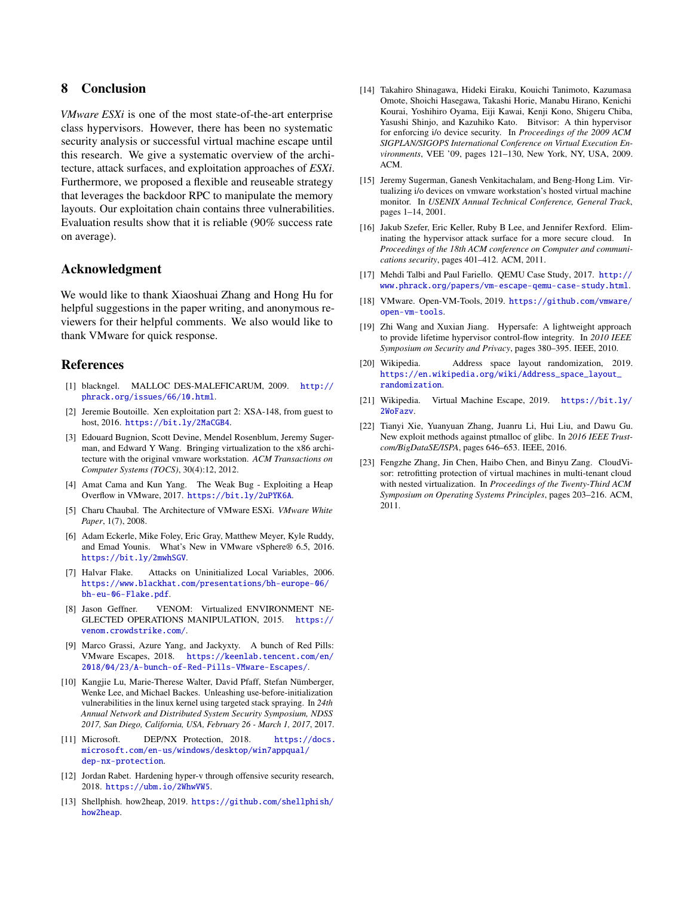## 8 Conclusion

*VMware ESXi* is one of the most state-of-the-art enterprise class hypervisors. However, there has been no systematic security analysis or successful virtual machine escape until this research. We give a systematic overview of the architecture, attack surfaces, and exploitation approaches of *ESXi*. Furthermore, we proposed a flexible and reuseable strategy that leverages the backdoor RPC to manipulate the memory layouts. Our exploitation chain contains three vulnerabilities. Evaluation results show that it is reliable (90% success rate on average).

## Acknowledgment

We would like to thank Xiaoshuai Zhang and Hong Hu for helpful suggestions in the paper writing, and anonymous reviewers for their helpful comments. We also would like to thank VMware for quick response.

## References

[1] blackngel. MALLOC DES-MALEFICARUM, 2009. http://phrack.org/issues/66/10.html.

[2] Jeremie Boutoille. Xen exploitation part 2: XSA-148, from guest to host, 2016. https://bit.ly/2MaCGB4.

[3] Edouard Bugnion, Scott Devine, Mendel Rosenblum, Jeremy Sugerman, and Edward Y Wang. Bringing virtualization to the x86 architecture with the original vmware workstation. *ACM Transactions on Computer Systems (TOCS)*, 30(4):12, 2012.

[4] Amat Cama and Kun Yang. The Weak Bug - Exploiting a Heap Overflow in VMware, 2017. https://bit.ly/2uPYK6A.

[5] Charu Chaubal. The Architecture of VMware ESXi. *VMware White Paper*, 1(7), 2008.

[6] Adam Eckerle, Mike Foley, Eric Gray, Matthew Meyer, Kyle Ruddy, and Emad Younis. What's New in VMware vSphere® 6.5, 2016. https://bit.ly/2mwhSGV.

[7] Halvar Flake. Attacks on Uninitialized Local Variables, 2006. https://www.blackhat.com/presentations/bh-europe-06/bh-eu-06-Flake.pdf.

[8] Jason Geffner. VENOM: Virtualized ENVIRONMENT NEGLECTED OPERATIONS MANIPULATION, 2015. https://venom.crowdstrike.com/.

[9] Marco Grassi, Azure Yang, and Jackyxty. A bunch of Red Pills: VMware Escapes, 2018. https://keenlab.tencent.com/en/2018/04/23/A-bunch-of-Red-Pills-VMware-Escapes/.

[10] Kangjie Lu, Marie-Therese Walter, David Pfaff, Stefan Nürnberger, Wenke Lee, and Michael Backes. Unleashing use-before-initialization vulnerabilities in the linux kernel using targeted stack spraying. In *24th Annual Network and Distributed System Security Symposium, NDSS 2017, San Diego, California, USA, February 26 - March 1, 2017*, 2017.

[11] Microsoft. DEP/NX Protection, 2018. https://docs.microsoft.com/en-us/windows/desktop/win7appqual/dep-nx-protection.

[12] Jordan Rabet. Hardening hyper-v through offensive security research, 2018. https://ubm.io/2WhwVW5.

[13] Shellphish. how2heap, 2019. https://github.com/shellphish/how2heap.

[14] Takahiro Shinagawa, Hideki Eiraku, Kouichi Tanimoto, Kazumasa Omote, Shoichi Hasegawa, Takashi Horie, Manabu Hirano, Kenichi Kourai, Yoshihiro Oyama, Eiji Kawai, Kenji Kono, Shigeru Chiba, Yasushi Shinjo, and Kazuhiko Kato. Bitvisor: A thin hypervisor for enforcing i/o device security. In *Proceedings of the 2009 ACM SIGPLAN/SIGOPS International Conference on Virtual Execution Environments*, VEE '09, pages 121–130, New York, NY, USA, 2009. ACM.

[15] Jeremy Sugerman, Ganesh Venkitachalam, and Beng-Hong Lim. Virtualizing i/o devices on vmware workstation's hosted virtual machine monitor. In *USENIX Annual Technical Conference, General Track*, pages 1–14, 2001.

[16] Jakub Szefer, Eric Keller, Ruby B Lee, and Jennifer Rexford. Eliminating the hypervisor attack surface for a more secure cloud. In *Proceedings of the 18th ACM conference on Computer and communications security*, pages 401–412. ACM, 2011.

[17] Mehdi Talbi and Paul Fariello. QEMU Case Study, 2017. http://www.phrack.org/papers/vm-escape-qemu-case-study.html.

[18] VMware. Open-VM-Tools, 2019. https://github.com/vmware/open-vm-tools.

[19] Zhi Wang and Xuxian Jiang. Hypersafe: A lightweight approach to provide lifetime hypervisor control-flow integrity. In *2010 IEEE Symposium on Security and Privacy*, pages 380–395. IEEE, 2010.

[20] Wikipedia. Address space layout randomization, 2019. https://en.wikipedia.org/wiki/Address_space_layout_randomization.

[21] Wikipedia. Virtual Machine Escape, 2019. https://bit.ly/2WoFazv.

[22] Tianyi Xie, Yuanyuan Zhang, Juanru Li, Hui Liu, and Dawu Gu. New exploit methods against ptmalloc of glibc. In *2016 IEEE Trustcom/BigDataSE/ISPA*, pages 646–653. IEEE, 2016.

[23] Fengzhe Zhang, Jin Chen, Haibo Chen, and Binyu Zang. CloudVisor: retrofitting protection of virtual machines in multi-tenant cloud with nested virtualization. In *Proceedings of the Twenty-Third ACM Symposium on Operating Systems Principles*, pages 203–216. ACM, 2011.